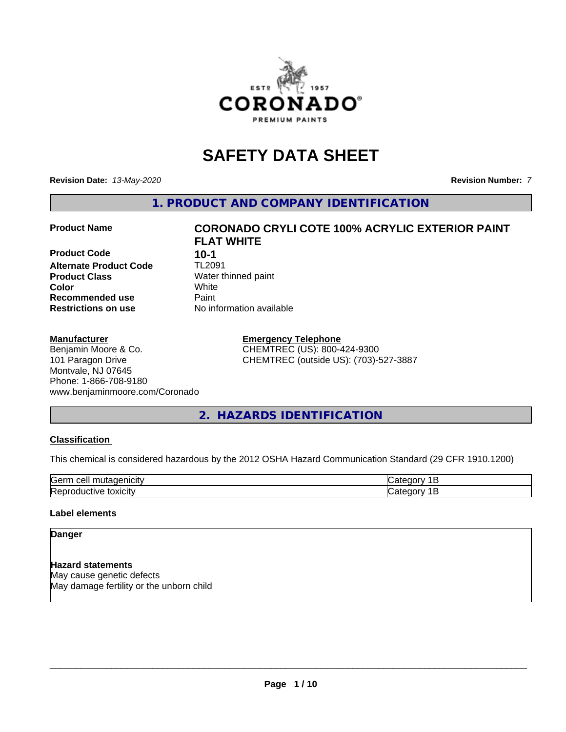# SAFETY DATA SHEET

**Revision Date:** *13-May-2020* **Revision Number:** *7*

## 1. PRODUCT AND COMPANY IDENTIFICATION

| | |
|---|---|
| **Product Name** | **CORONADO CRYLI COTE 100% ACRYLIC EXTERIOR PAINT FLAT WHITE** |
| **Product Code** | **10-1** |
| **Alternate Product Code** | TL2091 |
| **Product Class** | Water thinned paint |
| **Color** | White |
| **Recommended use** | Paint |
| **Restrictions on use** | No information available |

**Manufacturer**
Benjamin Moore & Co.
101 Paragon Drive
Montvale, NJ 07645
Phone: 1-866-708-9180
www.benjaminmoore.com/Coronado

**Emergency Telephone**
CHEMTREC (US): 800-424-9300
CHEMTREC (outside US): (703)-527-3887

## 2. HAZARDS IDENTIFICATION

**Classification**

This chemical is considered hazardous by the 2012 OSHA Hazard Communication Standard (29 CFR 1910.1200)

| | |
|---|---|
| Germ cell mutagenicity | Category 1B |
| Reproductive toxicity | Category 1B |

**Label elements**

**Danger**

**Hazard statements**
May cause genetic defects
May damage fertility or the unborn child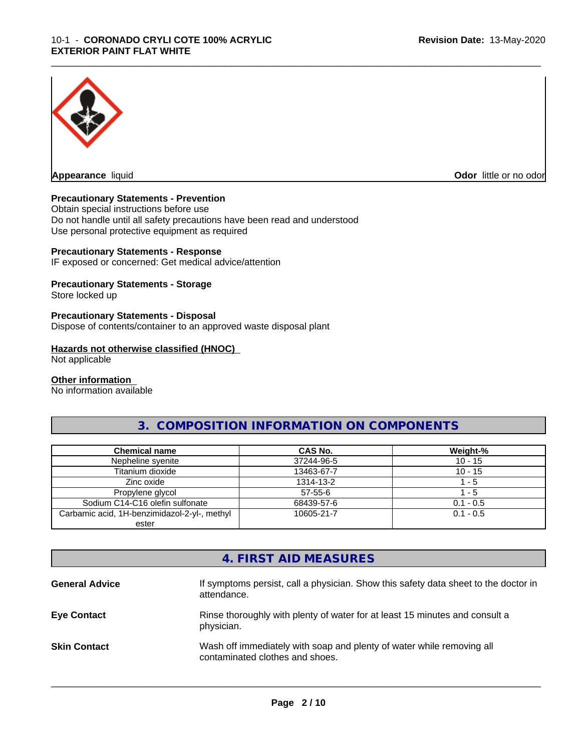**Appearance** liquid

**Odor** little or no odor

**Precautionary Statements - Prevention**

Obtain special instructions before use
Do not handle until all safety precautions have been read and understood
Use personal protective equipment as required

**Precautionary Statements - Response**

IF exposed or concerned: Get medical advice/attention

**Precautionary Statements - Storage**

Store locked up

**Precautionary Statements - Disposal**

Dispose of contents/container to an approved waste disposal plant

**Hazards not otherwise classified (HNOC)**

Not applicable

**Other information**

No information available

## 3. COMPOSITION INFORMATION ON COMPONENTS

| Chemical name | CAS No. | Weight-% |
|---|---|---|
| Nepheline syenite | 37244-96-5 | 10 - 15 |
| Titanium dioxide | 13463-67-7 | 10 - 15 |
| Zinc oxide | 1314-13-2 | 1 - 5 |
| Propylene glycol | 57-55-6 | 1 - 5 |
| Sodium C14-C16 olefin sulfonate | 68439-57-6 | 0.1 - 0.5 |
| Carbamic acid, 1H-benzimidazol-2-yl-, methyl ester | 10605-21-7 | 0.1 - 0.5 |

## 4. FIRST AID MEASURES

**General Advice** If symptoms persist, call a physician. Show this safety data sheet to the doctor in attendance.

**Eye Contact** Rinse thoroughly with plenty of water for at least 15 minutes and consult a physician.

**Skin Contact** Wash off immediately with soap and plenty of water while removing all contaminated clothes and shoes.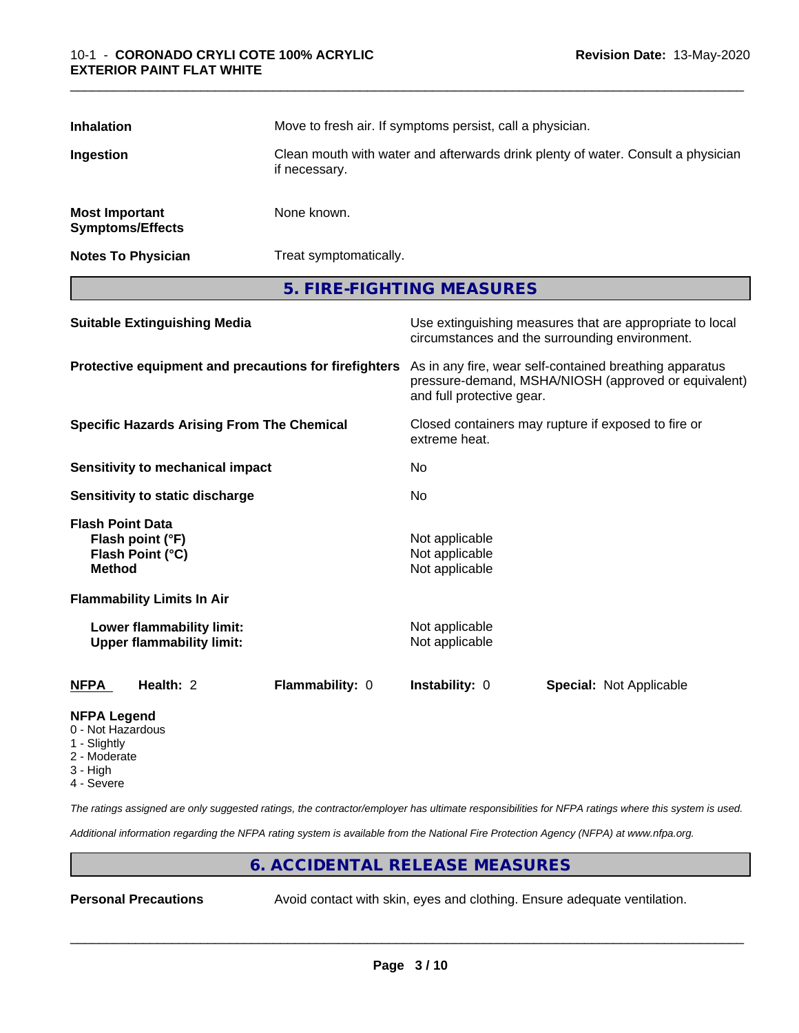| | |
|---|---|
| **Inhalation** | Move to fresh air. If symptoms persist, call a physician. |
| **Ingestion** | Clean mouth with water and afterwards drink plenty of water. Consult a physician if necessary. |
| **Most Important Symptoms/Effects** | None known. |
| **Notes To Physician** | Treat symptomatically. |

## 5. FIRE-FIGHTING MEASURES

| | |
|---|---|
| **Suitable Extinguishing Media** | Use extinguishing measures that are appropriate to local circumstances and the surrounding environment. |
| **Protective equipment and precautions for firefighters** | As in any fire, wear self-contained breathing apparatus pressure-demand, MSHA/NIOSH (approved or equivalent) and full protective gear. |
| **Specific Hazards Arising From The Chemical** | Closed containers may rupture if exposed to fire or extreme heat. |
| **Sensitivity to mechanical impact** | No |
| **Sensitivity to static discharge** | No |

**Flash Point Data**

| | |
|---|---|
| **Flash point (°F)** | Not applicable |
| **Flash Point (°C)** | Not applicable |
| **Method** | Not applicable |

**Flammability Limits In Air**

| | |
|---|---|
| **Lower flammability limit:** | Not applicable |
| **Upper flammability limit:** | Not applicable |

| **NFPA** | **Health:** 2 | **Flammability:** 0 | **Instability:** 0 | **Special:** Not Applicable |
|---|---|---|---|---|

**NFPA Legend**
- 0 - Not Hazardous
- 1 - Slightly
- 2 - Moderate
- 3 - High
- 4 - Severe

*The ratings assigned are only suggested ratings, the contractor/employer has ultimate responsibilities for NFPA ratings where this system is used.*

*Additional information regarding the NFPA rating system is available from the National Fire Protection Agency (NFPA) at www.nfpa.org.*

## 6. ACCIDENTAL RELEASE MEASURES

| | |
|---|---|
| **Personal Precautions** | Avoid contact with skin, eyes and clothing. Ensure adequate ventilation. |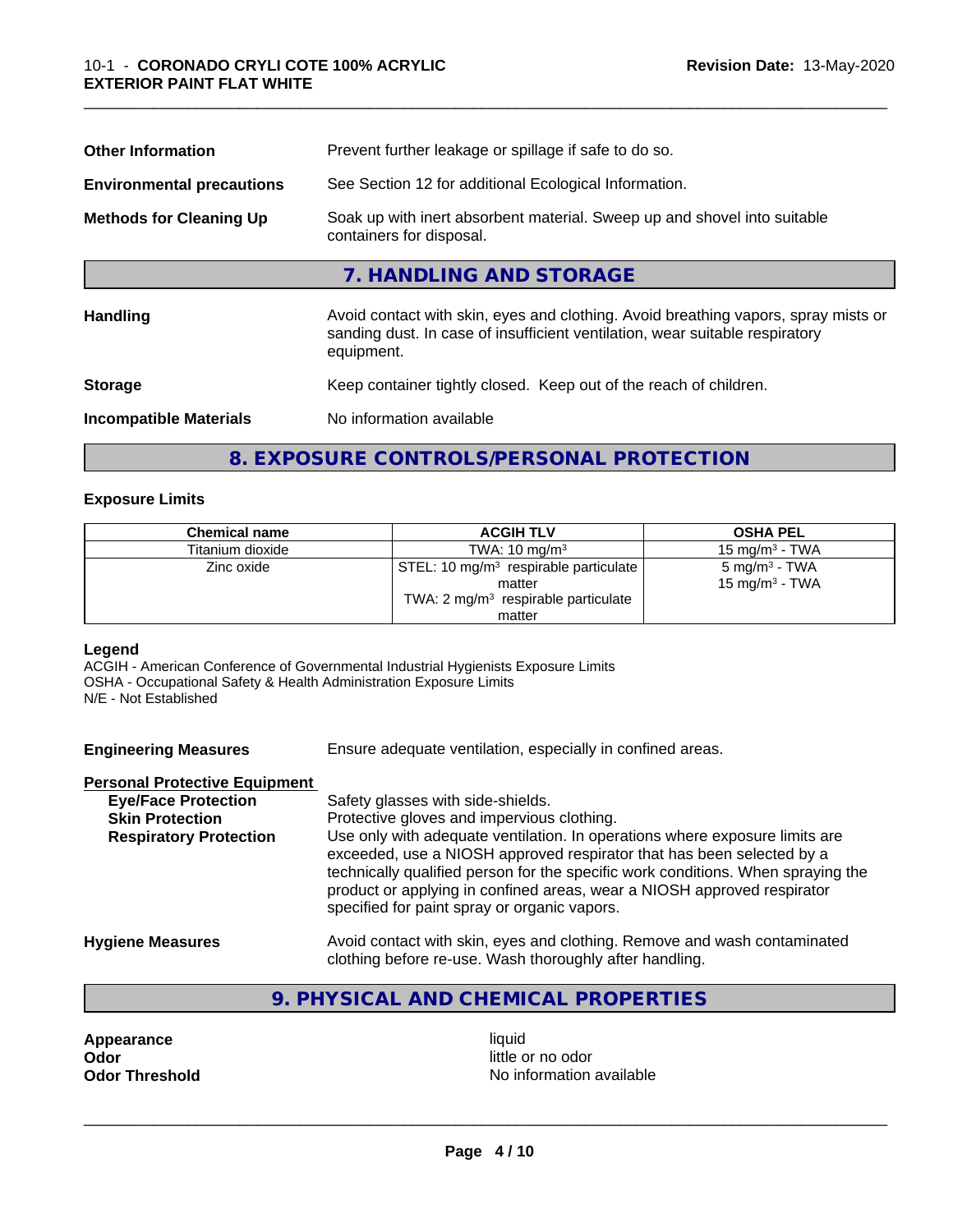| | |
|---|---|
| **Other Information** | Prevent further leakage or spillage if safe to do so. |
| **Environmental precautions** | See Section 12 for additional Ecological Information. |
| **Methods for Cleaning Up** | Soak up with inert absorbent material. Sweep up and shovel into suitable containers for disposal. |

## 7. HANDLING AND STORAGE

| | |
|---|---|
| **Handling** | Avoid contact with skin, eyes and clothing. Avoid breathing vapors, spray mists or sanding dust. In case of insufficient ventilation, wear suitable respiratory equipment. |
| **Storage** | Keep container tightly closed. Keep out of the reach of children. |
| **Incompatible Materials** | No information available |

## 8. EXPOSURE CONTROLS/PERSONAL PROTECTION

### Exposure Limits

| Chemical name | ACGIH TLV | OSHA PEL |
|---|---|---|
| Titanium dioxide | TWA: 10 mg/m³ | 15 mg/m³ - TWA |
| Zinc oxide | STEL: 10 mg/m³ respirable particulate matter<br>TWA: 2 mg/m³ respirable particulate matter | 5 mg/m³ - TWA<br>15 mg/m³ - TWA |

**Legend**
ACGIH - American Conference of Governmental Industrial Hygienists Exposure Limits
OSHA - Occupational Safety & Health Administration Exposure Limits
N/E - Not Established

**Engineering Measures** Ensure adequate ventilation, especially in confined areas.

**Personal Protective Equipment**

| | |
|---|---|
| **Eye/Face Protection** | Safety glasses with side-shields. |
| **Skin Protection** | Protective gloves and impervious clothing. |
| **Respiratory Protection** | Use only with adequate ventilation. In operations where exposure limits are exceeded, use a NIOSH approved respirator that has been selected by a technically qualified person for the specific work conditions. When spraying the product or applying in confined areas, wear a NIOSH approved respirator specified for paint spray or organic vapors. |
| **Hygiene Measures** | Avoid contact with skin, eyes and clothing. Remove and wash contaminated clothing before re-use. Wash thoroughly after handling. |

## 9. PHYSICAL AND CHEMICAL PROPERTIES

| | |
|---|---|
| **Appearance** | liquid |
| **Odor** | little or no odor |
| **Odor Threshold** | No information available |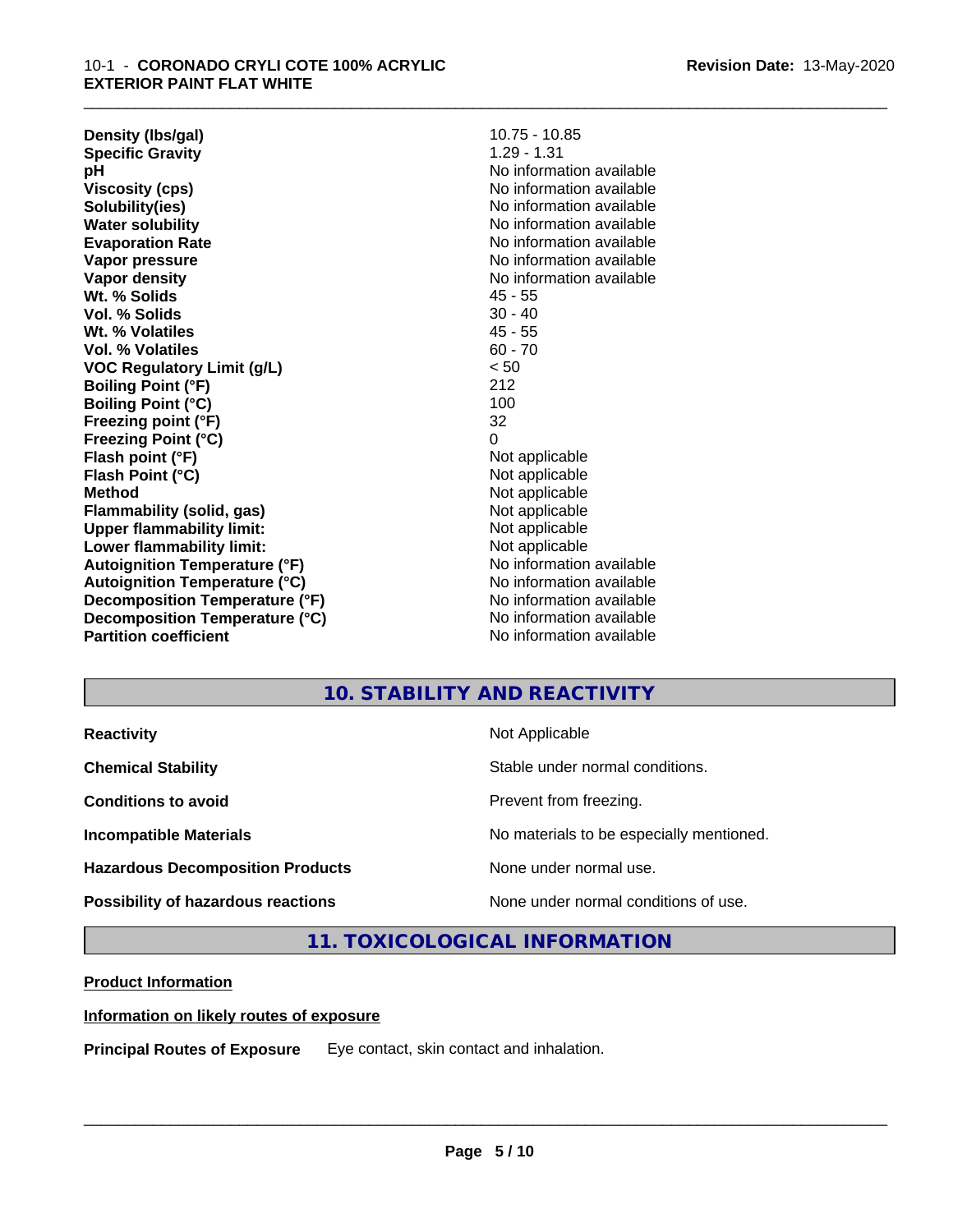| | |
|---|---|
| **Density (lbs/gal)** | 10.75 - 10.85 |
| **Specific Gravity** | 1.29 - 1.31 |
| **pH** | No information available |
| **Viscosity (cps)** | No information available |
| **Solubility(ies)** | No information available |
| **Water solubility** | No information available |
| **Evaporation Rate** | No information available |
| **Vapor pressure** | No information available |
| **Vapor density** | No information available |
| **Wt. % Solids** | 45 - 55 |
| **Vol. % Solids** | 30 - 40 |
| **Wt. % Volatiles** | 45 - 55 |
| **Vol. % Volatiles** | 60 - 70 |
| **VOC Regulatory Limit (g/L)** | < 50 |
| **Boiling Point (°F)** | 212 |
| **Boiling Point (°C)** | 100 |
| **Freezing point (°F)** | 32 |
| **Freezing Point (°C)** | 0 |
| **Flash point (°F)** | Not applicable |
| **Flash Point (°C)** | Not applicable |
| **Method** | Not applicable |
| **Flammability (solid, gas)** | Not applicable |
| **Upper flammability limit:** | Not applicable |
| **Lower flammability limit:** | Not applicable |
| **Autoignition Temperature (°F)** | No information available |
| **Autoignition Temperature (°C)** | No information available |
| **Decomposition Temperature (°F)** | No information available |
| **Decomposition Temperature (°C)** | No information available |
| **Partition coefficient** | No information available |

## 10. STABILITY AND REACTIVITY

| | |
|---|---|
| **Reactivity** | Not Applicable |
| **Chemical Stability** | Stable under normal conditions. |
| **Conditions to avoid** | Prevent from freezing. |
| **Incompatible Materials** | No materials to be especially mentioned. |
| **Hazardous Decomposition Products** | None under normal use. |
| **Possibility of hazardous reactions** | None under normal conditions of use. |

## 11. TOXICOLOGICAL INFORMATION

**Product Information**

**Information on likely routes of exposure**

**Principal Routes of Exposure** Eye contact, skin contact and inhalation.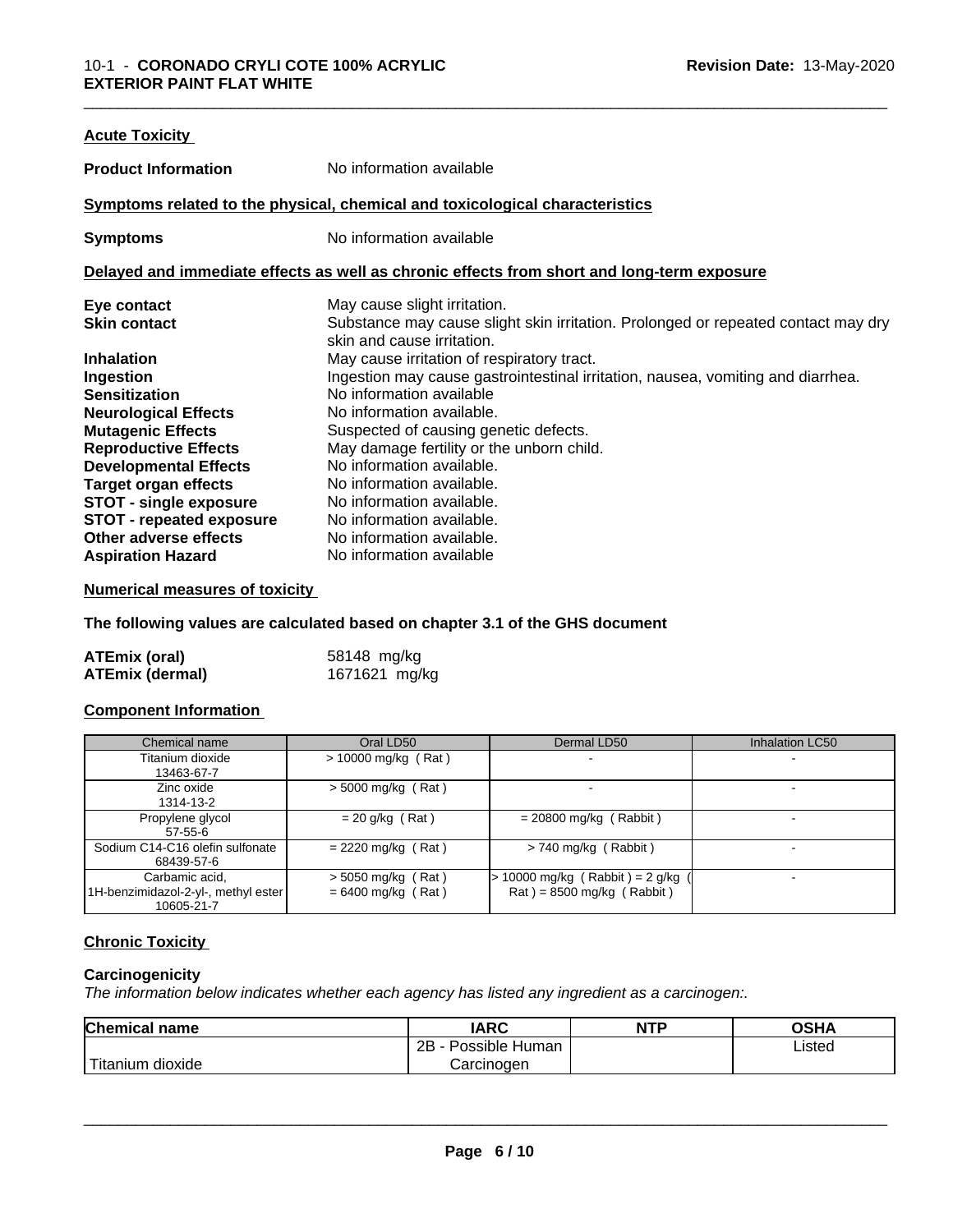**Acute Toxicity**

| | |
|---|---|
| **Product Information** | No information available |

**Symptoms related to the physical, chemical and toxicological characteristics**

| | |
|---|---|
| **Symptoms** | No information available |

**Delayed and immediate effects as well as chronic effects from short and long-term exposure**

| | |
|---|---|
| **Eye contact** | May cause slight irritation. |
| **Skin contact** | Substance may cause slight skin irritation. Prolonged or repeated contact may dry skin and cause irritation. |
| **Inhalation** | May cause irritation of respiratory tract. |
| **Ingestion** | Ingestion may cause gastrointestinal irritation, nausea, vomiting and diarrhea. |
| **Sensitization** | No information available |
| **Neurological Effects** | No information available. |
| **Mutagenic Effects** | Suspected of causing genetic defects. |
| **Reproductive Effects** | May damage fertility or the unborn child. |
| **Developmental Effects** | No information available. |
| **Target organ effects** | No information available. |
| **STOT - single exposure** | No information available. |
| **STOT - repeated exposure** | No information available. |
| **Other adverse effects** | No information available. |
| **Aspiration Hazard** | No information available |

**Numerical measures of toxicity**

**The following values are calculated based on chapter 3.1 of the GHS document**

| | |
|---|---|
| **ATEmix (oral)** | 58148 mg/kg |
| **ATEmix (dermal)** | 1671621 mg/kg |

**Component Information**

| Chemical name | Oral LD50 | Dermal LD50 | Inhalation LC50 |
|---|---|---|---|
| Titanium dioxide 13463-67-7 | > 10000 mg/kg ( Rat ) | - | - |
| Zinc oxide 1314-13-2 | > 5000 mg/kg ( Rat ) | - | - |
| Propylene glycol 57-55-6 | = 20 g/kg ( Rat ) | = 20800 mg/kg ( Rabbit ) | - |
| Sodium C14-C16 olefin sulfonate 68439-57-6 | = 2220 mg/kg ( Rat ) | > 740 mg/kg ( Rabbit ) | - |
| Carbamic acid, 1H-benzimidazol-2-yl-, methyl ester 10605-21-7 | > 5050 mg/kg ( Rat ) = 6400 mg/kg ( Rat ) | > 10000 mg/kg ( Rabbit ) = 2 g/kg ( Rat ) = 8500 mg/kg ( Rabbit ) | - |

**Chronic Toxicity**

**Carcinogenicity**

*The information below indicates whether each agency has listed any ingredient as a carcinogen:.*

| Chemical name | IARC | NTP | OSHA |
|---|---|---|---|
| Titanium dioxide | 2B - Possible Human Carcinogen | | Listed |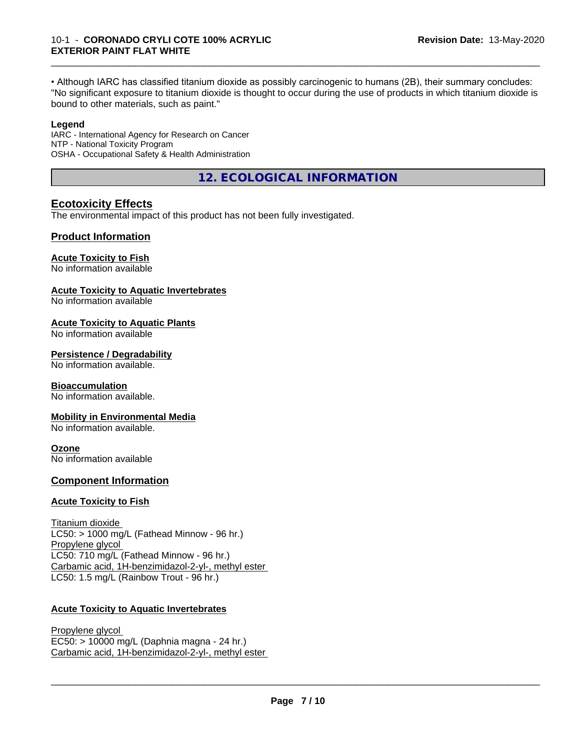• Although IARC has classified titanium dioxide as possibly carcinogenic to humans (2B), their summary concludes: "No significant exposure to titanium dioxide is thought to occur during the use of products in which titanium dioxide is bound to other materials, such as paint."

**Legend**

IARC - International Agency for Research on Cancer
NTP - National Toxicity Program
OSHA - Occupational Safety & Health Administration

## 12. ECOLOGICAL INFORMATION

### Ecotoxicity Effects

The environmental impact of this product has not been fully investigated.

### Product Information

**Acute Toxicity to Fish**
No information available

**Acute Toxicity to Aquatic Invertebrates**
No information available

**Acute Toxicity to Aquatic Plants**
No information available

**Persistence / Degradability**
No information available.

**Bioaccumulation**
No information available.

**Mobility in Environmental Media**
No information available.

**Ozone**
No information available

### Component Information

**Acute Toxicity to Fish**

Titanium dioxide
LC50: > 1000 mg/L (Fathead Minnow - 96 hr.)
Propylene glycol
LC50: 710 mg/L (Fathead Minnow - 96 hr.)
Carbamic acid, 1H-benzimidazol-2-yl-, methyl ester
LC50: 1.5 mg/L (Rainbow Trout - 96 hr.)

**Acute Toxicity to Aquatic Invertebrates**

Propylene glycol
EC50: > 10000 mg/L (Daphnia magna - 24 hr.)
Carbamic acid, 1H-benzimidazol-2-yl-, methyl ester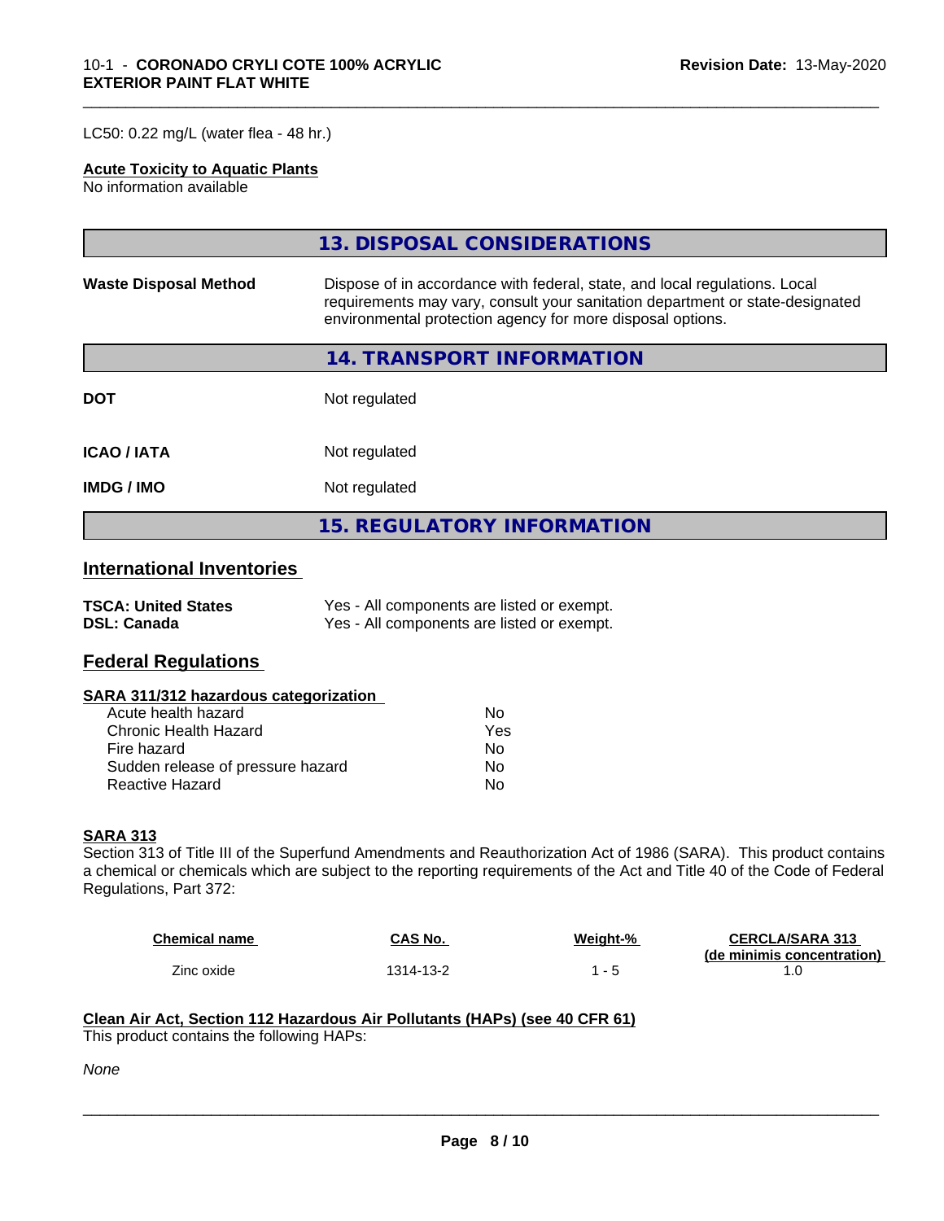LC50: 0.22 mg/L (water flea - 48 hr.)

**Acute Toxicity to Aquatic Plants**
No information available

## 13. DISPOSAL CONSIDERATIONS

| | |
|---|---|
| **Waste Disposal Method** | Dispose of in accordance with federal, state, and local regulations. Local requirements may vary, consult your sanitation department or state-designated environmental protection agency for more disposal options. |

## 14. TRANSPORT INFORMATION

| | |
|---|---|
| **DOT** | Not regulated |
| **ICAO / IATA** | Not regulated |
| **IMDG / IMO** | Not regulated |

## 15. REGULATORY INFORMATION

### International Inventories

| | |
|---|---|
| **TSCA: United States** | Yes - All components are listed or exempt. |
| **DSL: Canada** | Yes - All components are listed or exempt. |

### Federal Regulations

**SARA 311/312 hazardous categorization**

| | |
|---|---|
| Acute health hazard | No |
| Chronic Health Hazard | Yes |
| Fire hazard | No |
| Sudden release of pressure hazard | No |
| Reactive Hazard | No |

**SARA 313**
Section 313 of Title III of the Superfund Amendments and Reauthorization Act of 1986 (SARA). This product contains a chemical or chemicals which are subject to the reporting requirements of the Act and Title 40 of the Code of Federal Regulations, Part 372:

| Chemical name | CAS No. | Weight-% | CERCLA/SARA 313 (de minimis concentration) |
|---|---|---|---|
| Zinc oxide | 1314-13-2 | 1 - 5 | 1.0 |

**Clean Air Act, Section 112 Hazardous Air Pollutants (HAPs) (see 40 CFR 61)**
This product contains the following HAPs:

*None*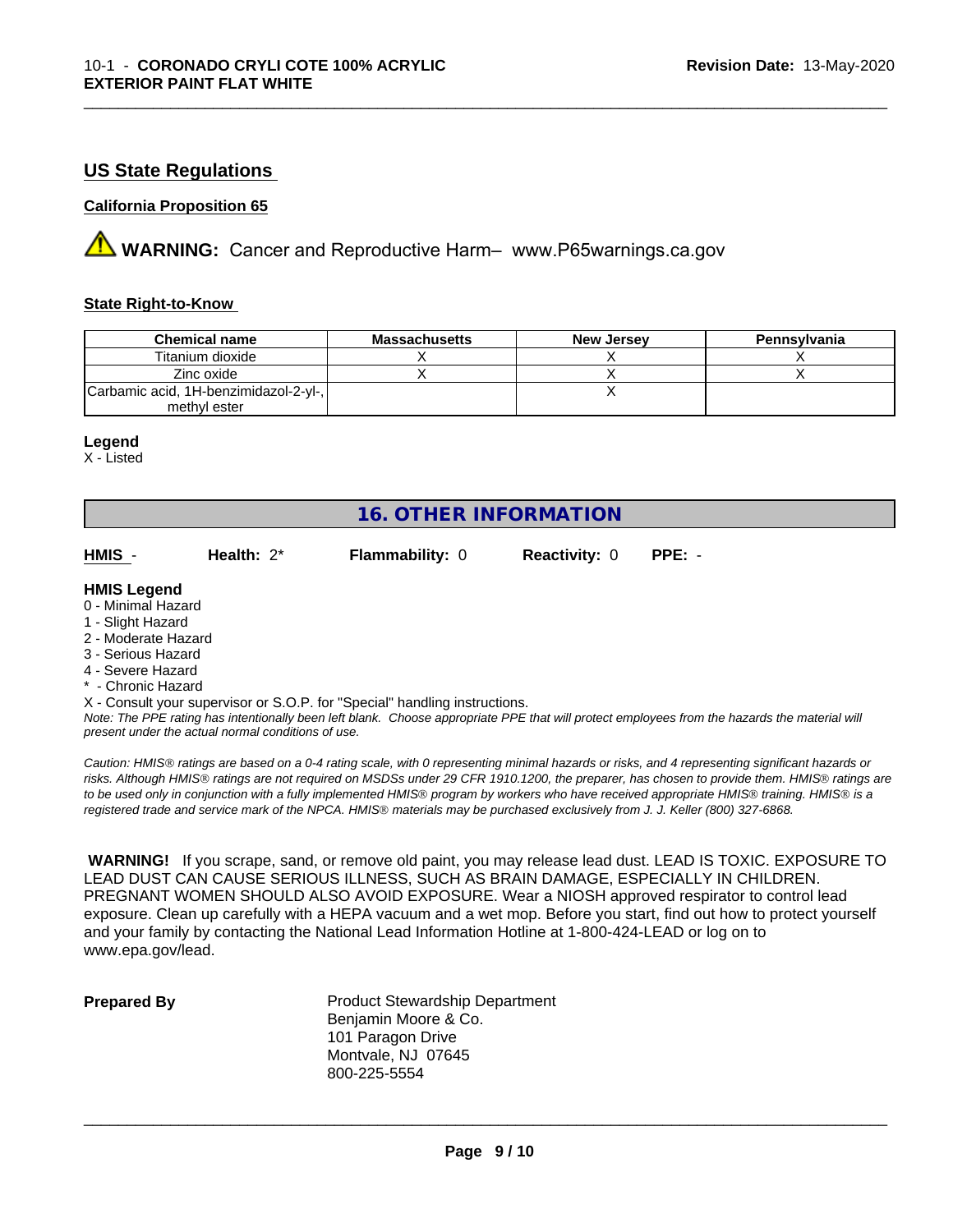## US State Regulations

### California Proposition 65

**WARNING:** Cancer and Reproductive Harm– www.P65warnings.ca.gov

### State Right-to-Know

| Chemical name | Massachusetts | New Jersey | Pennsylvania |
|---|---|---|---|
| Titanium dioxide | X | X | X |
| Zinc oxide | X | X | X |
| Carbamic acid, 1H-benzimidazol-2-yl-, methyl ester | | X | |

**Legend**
X - Listed

## 16. OTHER INFORMATION

**HMIS** - **Health:** 2* **Flammability:** 0 **Reactivity:** 0 **PPE:** -

**HMIS Legend**
0 - Minimal Hazard
1 - Slight Hazard
2 - Moderate Hazard
3 - Serious Hazard
4 - Severe Hazard
* - Chronic Hazard
X - Consult your supervisor or S.O.P. for "Special" handling instructions.
*Note: The PPE rating has intentionally been left blank. Choose appropriate PPE that will protect employees from the hazards the material will present under the actual normal conditions of use.*

*Caution: HMIS® ratings are based on a 0-4 rating scale, with 0 representing minimal hazards or risks, and 4 representing significant hazards or risks. Although HMIS® ratings are not required on MSDSs under 29 CFR 1910.1200, the preparer, has chosen to provide them. HMIS® ratings are to be used only in conjunction with a fully implemented HMIS® program by workers who have received appropriate HMIS® training. HMIS® is a registered trade and service mark of the NPCA. HMIS® materials may be purchased exclusively from J. J. Keller (800) 327-6868.*

**WARNING!** If you scrape, sand, or remove old paint, you may release lead dust. LEAD IS TOXIC. EXPOSURE TO LEAD DUST CAN CAUSE SERIOUS ILLNESS, SUCH AS BRAIN DAMAGE, ESPECIALLY IN CHILDREN. PREGNANT WOMEN SHOULD ALSO AVOID EXPOSURE. Wear a NIOSH approved respirator to control lead exposure. Clean up carefully with a HEPA vacuum and a wet mop. Before you start, find out how to protect yourself and your family by contacting the National Lead Information Hotline at 1-800-424-LEAD or log on to www.epa.gov/lead.

**Prepared By**

Product Stewardship Department
Benjamin Moore & Co.
101 Paragon Drive
Montvale, NJ 07645
800-225-5554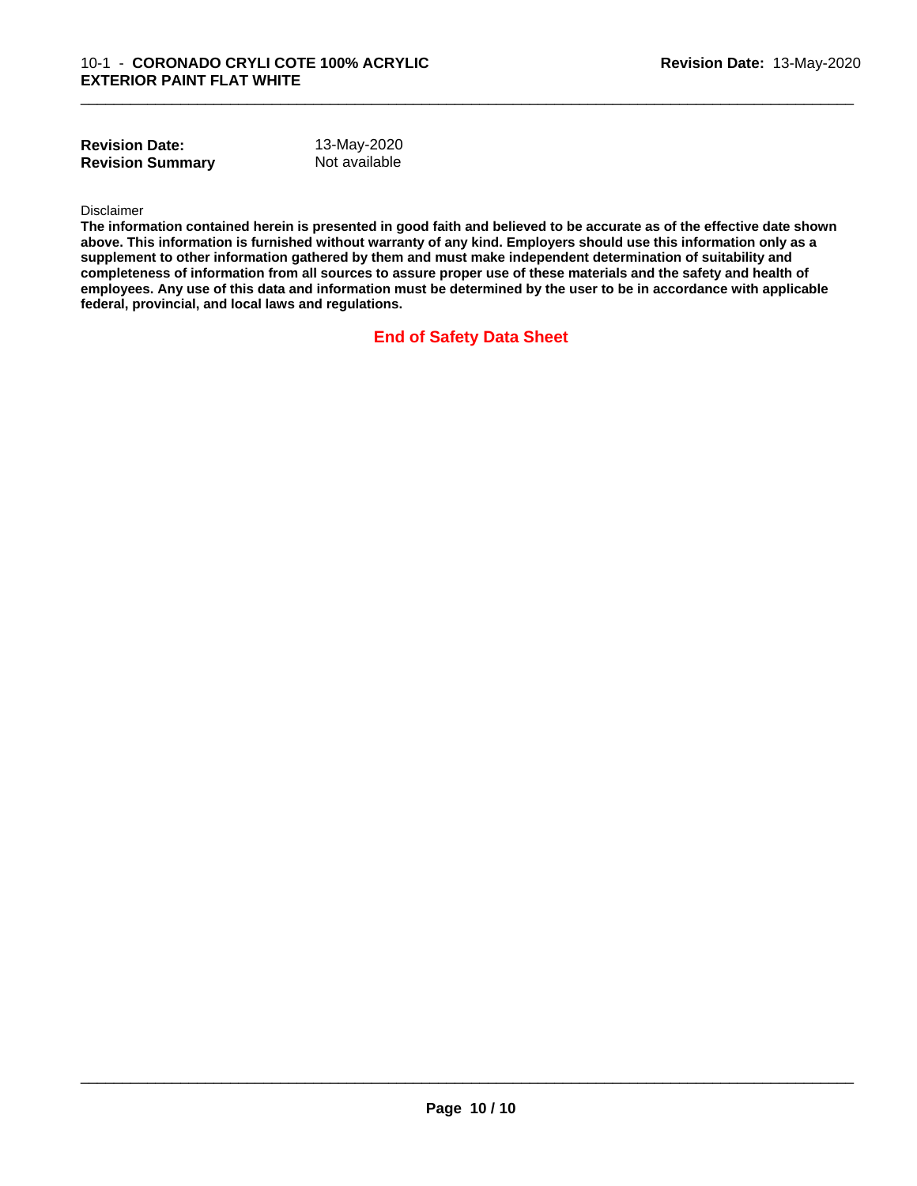| | |
|---|---|
| **Revision Date:** | 13-May-2020 |
| **Revision Summary** | Not available |

Disclaimer

**The information contained herein is presented in good faith and believed to be accurate as of the effective date shown above. This information is furnished without warranty of any kind. Employers should use this information only as a supplement to other information gathered by them and must make independent determination of suitability and completeness of information from all sources to assure proper use of these materials and the safety and health of employees. Any use of this data and information must be determined by the user to be in accordance with applicable federal, provincial, and local laws and regulations.**

**End of Safety Data Sheet**